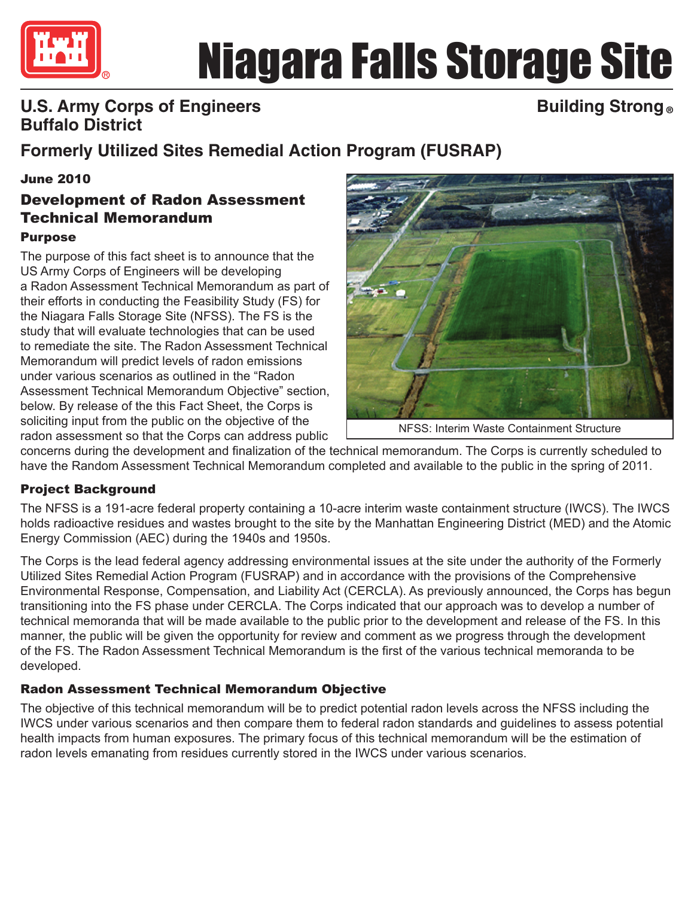# Niagara Falls Storage Site

**U.S. Army Corps of Engineers**
**Buffalo District**

**Building Strong®**

## Formerly Utilized Sites Remedial Action Program (FUSRAP)

**June 2010**

## Development of Radon Assessment Technical Memorandum

### Purpose

The purpose of this fact sheet is to announce that the US Army Corps of Engineers will be developing a Radon Assessment Technical Memorandum as part of their efforts in conducting the Feasibility Study (FS) for the Niagara Falls Storage Site (NFSS). The FS is the study that will evaluate technologies that can be used to remediate the site. The Radon Assessment Technical Memorandum will predict levels of radon emissions under various scenarios as outlined in the "Radon Assessment Technical Memorandum Objective" section, below. By release of the this Fact Sheet, the Corps is soliciting input from the public on the objective of the radon assessment so that the Corps can address public concerns during the development and finalization of the technical memorandum. The Corps is currently scheduled to have the Random Assessment Technical Memorandum completed and available to the public in the spring of 2011.

NFSS: Interim Waste Containment Structure

### Project Background

The NFSS is a 191-acre federal property containing a 10-acre interim waste containment structure (IWCS). The IWCS holds radioactive residues and wastes brought to the site by the Manhattan Engineering District (MED) and the Atomic Energy Commission (AEC) during the 1940s and 1950s.

The Corps is the lead federal agency addressing environmental issues at the site under the authority of the Formerly Utilized Sites Remedial Action Program (FUSRAP) and in accordance with the provisions of the Comprehensive Environmental Response, Compensation, and Liability Act (CERCLA). As previously announced, the Corps has begun transitioning into the FS phase under CERCLA. The Corps indicated that our approach was to develop a number of technical memoranda that will be made available to the public prior to the development and release of the FS. In this manner, the public will be given the opportunity for review and comment as we progress through the development of the FS. The Radon Assessment Technical Memorandum is the first of the various technical memoranda to be developed.

### Radon Assessment Technical Memorandum Objective

The objective of this technical memorandum will be to predict potential radon levels across the NFSS including the IWCS under various scenarios and then compare them to federal radon standards and guidelines to assess potential health impacts from human exposures. The primary focus of this technical memorandum will be the estimation of radon levels emanating from residues currently stored in the IWCS under various scenarios.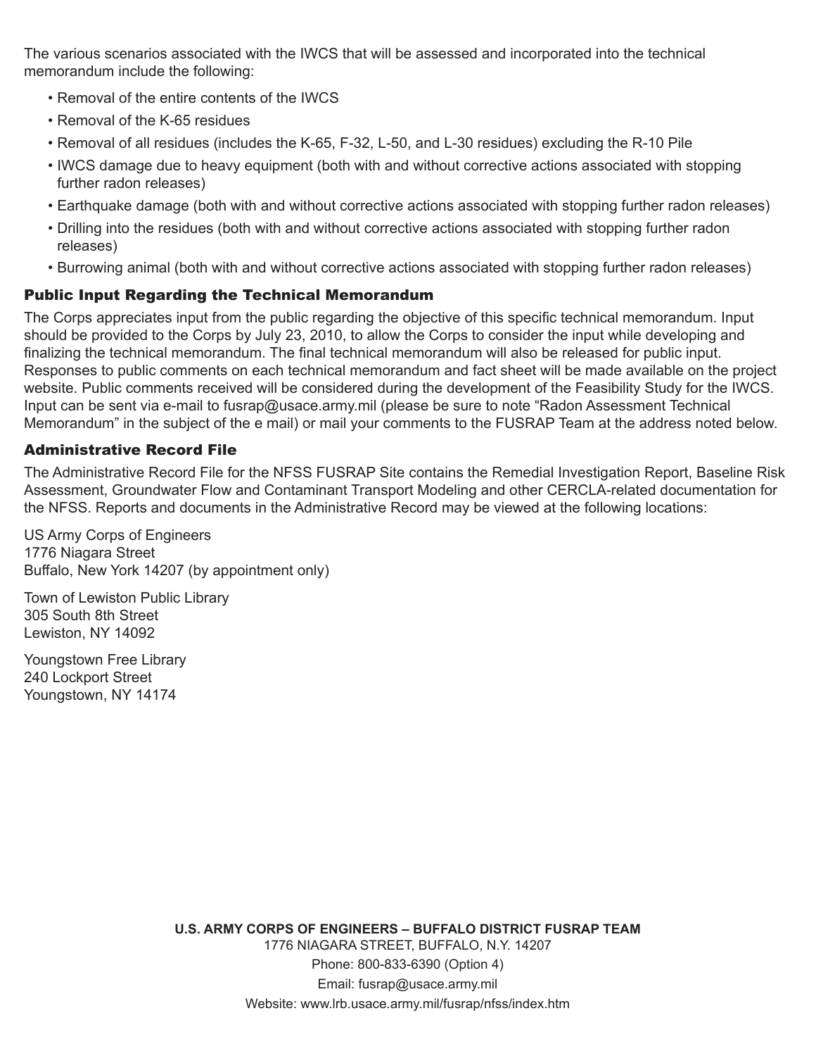The various scenarios associated with the IWCS that will be assessed and incorporated into the technical memorandum include the following:

- Removal of the entire contents of the IWCS
- Removal of the K-65 residues
- Removal of all residues (includes the K-65, F-32, L-50, and L-30 residues) excluding the R-10 Pile
- IWCS damage due to heavy equipment (both with and without corrective actions associated with stopping further radon releases)
- Earthquake damage (both with and without corrective actions associated with stopping further radon releases)
- Drilling into the residues (both with and without corrective actions associated with stopping further radon releases)
- Burrowing animal (both with and without corrective actions associated with stopping further radon releases)

## Public Input Regarding the Technical Memorandum

The Corps appreciates input from the public regarding the objective of this specific technical memorandum. Input should be provided to the Corps by July 23, 2010, to allow the Corps to consider the input while developing and finalizing the technical memorandum. The final technical memorandum will also be released for public input. Responses to public comments on each technical memorandum and fact sheet will be made available on the project website. Public comments received will be considered during the development of the Feasibility Study for the IWCS. Input can be sent via e-mail to fusrap@usace.army.mil (please be sure to note "Radon Assessment Technical Memorandum" in the subject of the e mail) or mail your comments to the FUSRAP Team at the address noted below.

## Administrative Record File

The Administrative Record File for the NFSS FUSRAP Site contains the Remedial Investigation Report, Baseline Risk Assessment, Groundwater Flow and Contaminant Transport Modeling and other CERCLA-related documentation for the NFSS. Reports and documents in the Administrative Record may be viewed at the following locations:

US Army Corps of Engineers
1776 Niagara Street
Buffalo, New York 14207 (by appointment only)

Town of Lewiston Public Library
305 South 8th Street
Lewiston, NY 14092

Youngstown Free Library
240 Lockport Street
Youngstown, NY 14174

**U.S. ARMY CORPS OF ENGINEERS – BUFFALO DISTRICT FUSRAP TEAM**
1776 NIAGARA STREET, BUFFALO, N.Y. 14207
Phone: 800-833-6390 (Option 4)
Email: fusrap@usace.army.mil
Website: www.lrb.usace.army.mil/fusrap/nfss/index.htm